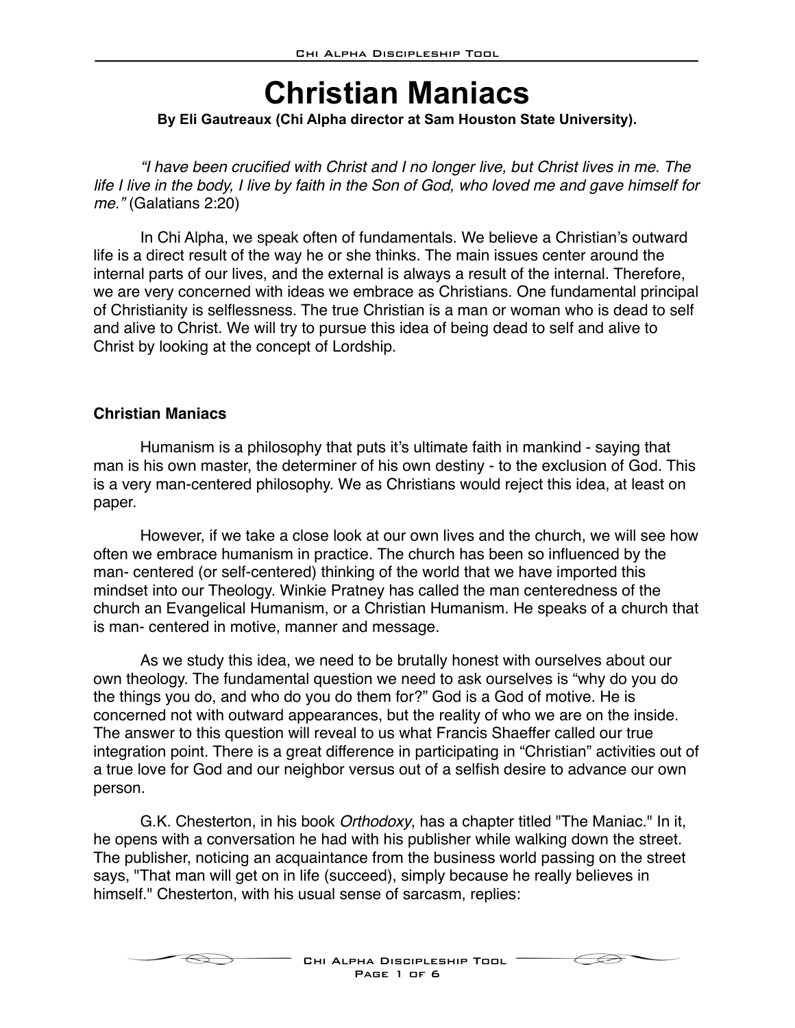# Christian Maniacs

**By Eli Gautreaux (Chi Alpha director at Sam Houston State University).**

*"I have been crucified with Christ and I no longer live, but Christ lives in me. The life I live in the body, I live by faith in the Son of God, who loved me and gave himself for me."* (Galatians 2:20)

In Chi Alpha, we speak often of fundamentals. We believe a Christian's outward life is a direct result of the way he or she thinks. The main issues center around the internal parts of our lives, and the external is always a result of the internal. Therefore, we are very concerned with ideas we embrace as Christians. One fundamental principal of Christianity is selflessness. The true Christian is a man or woman who is dead to self and alive to Christ. We will try to pursue this idea of being dead to self and alive to Christ by looking at the concept of Lordship.

## Christian Maniacs

Humanism is a philosophy that puts it's ultimate faith in mankind - saying that man is his own master, the determiner of his own destiny - to the exclusion of God. This is a very man-centered philosophy. We as Christians would reject this idea, at least on paper.

However, if we take a close look at our own lives and the church, we will see how often we embrace humanism in practice. The church has been so influenced by the man- centered (or self-centered) thinking of the world that we have imported this mindset into our Theology. Winkie Pratney has called the man centeredness of the church an Evangelical Humanism, or a Christian Humanism. He speaks of a church that is man- centered in motive, manner and message.

As we study this idea, we need to be brutally honest with ourselves about our own theology. The fundamental question we need to ask ourselves is "why do you do the things you do, and who do you do them for?" God is a God of motive. He is concerned not with outward appearances, but the reality of who we are on the inside. The answer to this question will reveal to us what Francis Shaeffer called our true integration point. There is a great difference in participating in "Christian" activities out of a true love for God and our neighbor versus out of a selfish desire to advance our own person.

G.K. Chesterton, in his book *Orthodoxy*, has a chapter titled "The Maniac." In it, he opens with a conversation he had with his publisher while walking down the street. The publisher, noticing an acquaintance from the business world passing on the street says, "That man will get on in life (succeed), simply because he really believes in himself." Chesterton, with his usual sense of sarcasm, replies: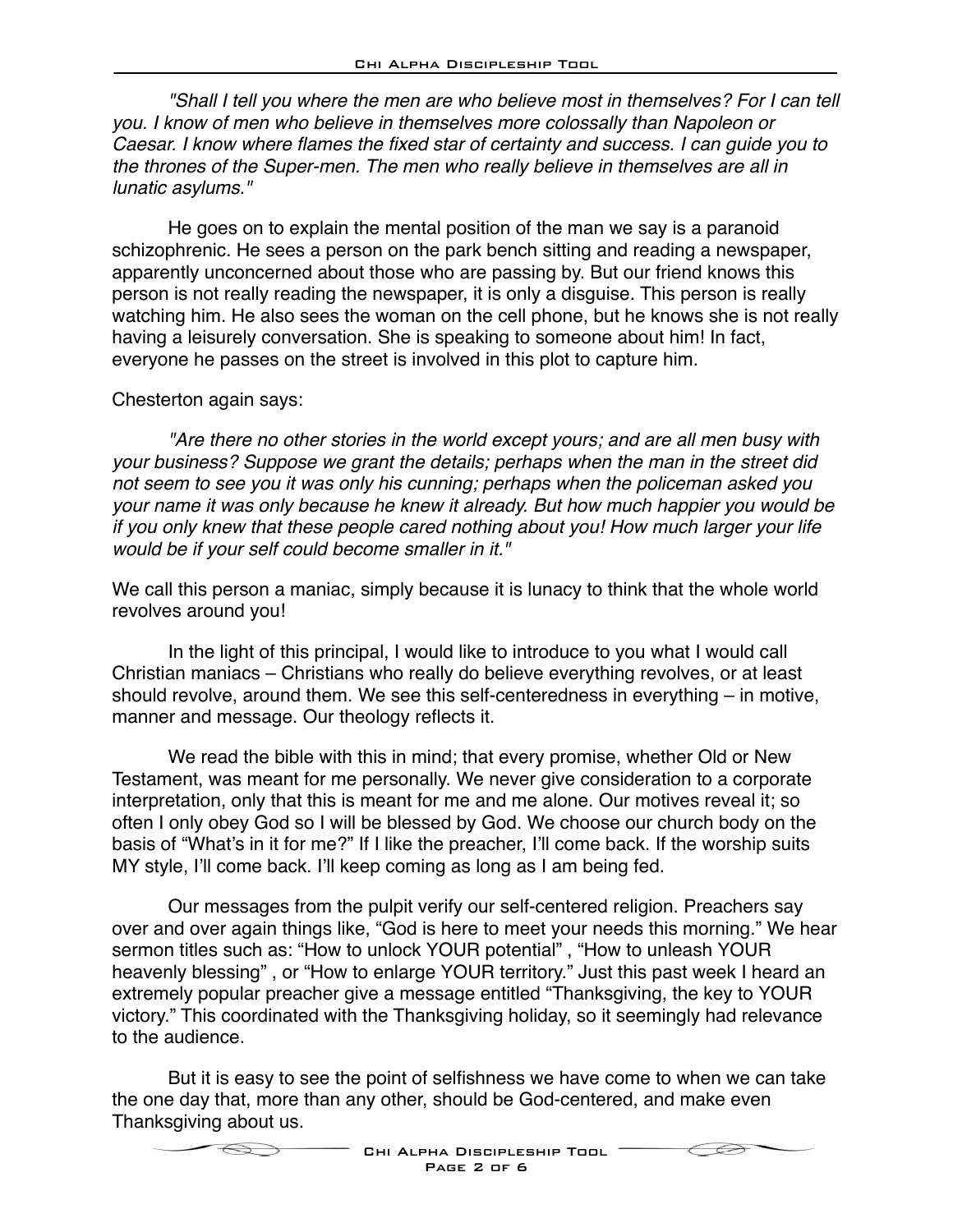*"Shall I tell you where the men are who believe most in themselves? For I can tell you. I know of men who believe in themselves more colossally than Napoleon or Caesar. I know where flames the fixed star of certainty and success. I can guide you to the thrones of the Super-men. The men who really believe in themselves are all in lunatic asylums."*

He goes on to explain the mental position of the man we say is a paranoid schizophrenic. He sees a person on the park bench sitting and reading a newspaper, apparently unconcerned about those who are passing by. But our friend knows this person is not really reading the newspaper, it is only a disguise. This person is really watching him. He also sees the woman on the cell phone, but he knows she is not really having a leisurely conversation. She is speaking to someone about him! In fact, everyone he passes on the street is involved in this plot to capture him.

Chesterton again says:

*"Are there no other stories in the world except yours; and are all men busy with your business? Suppose we grant the details; perhaps when the man in the street did not seem to see you it was only his cunning; perhaps when the policeman asked you your name it was only because he knew it already. But how much happier you would be if you only knew that these people cared nothing about you! How much larger your life would be if your self could become smaller in it."*

We call this person a maniac, simply because it is lunacy to think that the whole world revolves around you!

In the light of this principal, I would like to introduce to you what I would call Christian maniacs – Christians who really do believe everything revolves, or at least should revolve, around them. We see this self-centeredness in everything – in motive, manner and message. Our theology reflects it.

We read the bible with this in mind; that every promise, whether Old or New Testament, was meant for me personally. We never give consideration to a corporate interpretation, only that this is meant for me and me alone. Our motives reveal it; so often I only obey God so I will be blessed by God. We choose our church body on the basis of "What's in it for me?" If I like the preacher, I'll come back. If the worship suits MY style, I'll come back. I'll keep coming as long as I am being fed.

Our messages from the pulpit verify our self-centered religion. Preachers say over and over again things like, "God is here to meet your needs this morning." We hear sermon titles such as: "How to unlock YOUR potential" , "How to unleash YOUR heavenly blessing" , or "How to enlarge YOUR territory." Just this past week I heard an extremely popular preacher give a message entitled "Thanksgiving, the key to YOUR victory." This coordinated with the Thanksgiving holiday, so it seemingly had relevance to the audience.

But it is easy to see the point of selfishness we have come to when we can take the one day that, more than any other, should be God-centered, and make even Thanksgiving about us.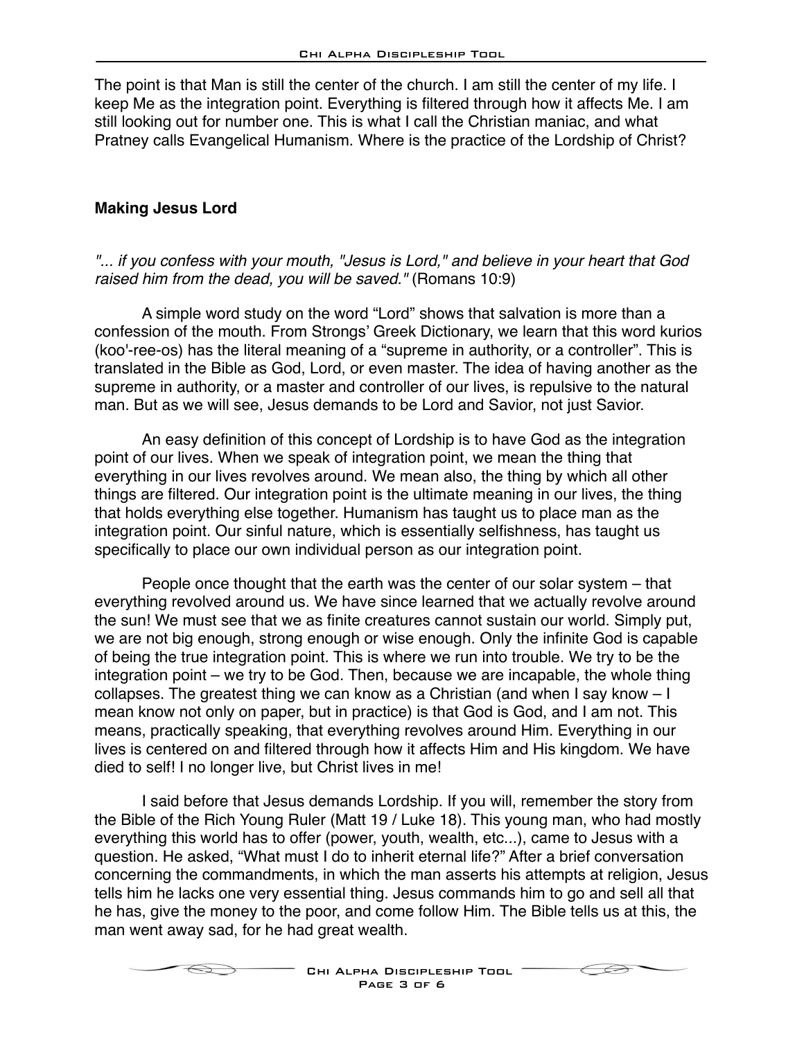The point is that Man is still the center of the church. I am still the center of my life. I keep Me as the integration point. Everything is filtered through how it affects Me. I am still looking out for number one. This is what I call the Christian maniac, and what Pratney calls Evangelical Humanism. Where is the practice of the Lordship of Christ?

**Making Jesus Lord**

*"... if you confess with your mouth, "Jesus is Lord," and believe in your heart that God raised him from the dead, you will be saved."* (Romans 10:9)

A simple word study on the word "Lord" shows that salvation is more than a confession of the mouth. From Strongs' Greek Dictionary, we learn that this word kurios (koo'-ree-os) has the literal meaning of a "supreme in authority, or a controller". This is translated in the Bible as God, Lord, or even master. The idea of having another as the supreme in authority, or a master and controller of our lives, is repulsive to the natural man. But as we will see, Jesus demands to be Lord and Savior, not just Savior.

An easy definition of this concept of Lordship is to have God as the integration point of our lives. When we speak of integration point, we mean the thing that everything in our lives revolves around. We mean also, the thing by which all other things are filtered. Our integration point is the ultimate meaning in our lives, the thing that holds everything else together. Humanism has taught us to place man as the integration point. Our sinful nature, which is essentially selfishness, has taught us specifically to place our own individual person as our integration point.

People once thought that the earth was the center of our solar system – that everything revolved around us. We have since learned that we actually revolve around the sun! We must see that we as finite creatures cannot sustain our world. Simply put, we are not big enough, strong enough or wise enough. Only the infinite God is capable of being the true integration point. This is where we run into trouble. We try to be the integration point – we try to be God. Then, because we are incapable, the whole thing collapses. The greatest thing we can know as a Christian (and when I say know – I mean know not only on paper, but in practice) is that God is God, and I am not. This means, practically speaking, that everything revolves around Him. Everything in our lives is centered on and filtered through how it affects Him and His kingdom. We have died to self! I no longer live, but Christ lives in me!

I said before that Jesus demands Lordship. If you will, remember the story from the Bible of the Rich Young Ruler (Matt 19 / Luke 18). This young man, who had mostly everything this world has to offer (power, youth, wealth, etc...), came to Jesus with a question. He asked, "What must I do to inherit eternal life?" After a brief conversation concerning the commandments, in which the man asserts his attempts at religion, Jesus tells him he lacks one very essential thing. Jesus commands him to go and sell all that he has, give the money to the poor, and come follow Him. The Bible tells us at this, the man went away sad, for he had great wealth.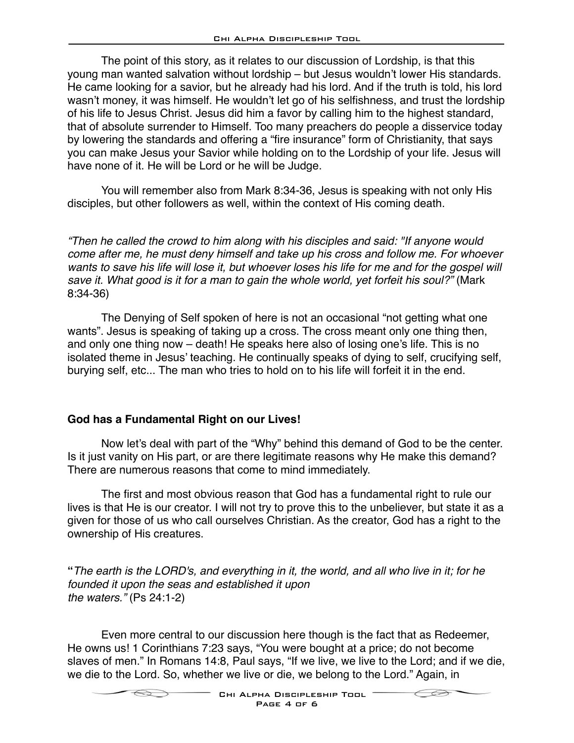The point of this story, as it relates to our discussion of Lordship, is that this young man wanted salvation without lordship – but Jesus wouldn't lower His standards. He came looking for a savior, but he already had his lord. And if the truth is told, his lord wasn't money, it was himself. He wouldn't let go of his selfishness, and trust the lordship of his life to Jesus Christ. Jesus did him a favor by calling him to the highest standard, that of absolute surrender to Himself. Too many preachers do people a disservice today by lowering the standards and offering a "fire insurance" form of Christianity, that says you can make Jesus your Savior while holding on to the Lordship of your life. Jesus will have none of it. He will be Lord or he will be Judge.

You will remember also from Mark 8:34-36, Jesus is speaking with not only His disciples, but other followers as well, within the context of His coming death.

*"Then he called the crowd to him along with his disciples and said: "If anyone would come after me, he must deny himself and take up his cross and follow me. For whoever wants to save his life will lose it, but whoever loses his life for me and for the gospel will save it. What good is it for a man to gain the whole world, yet forfeit his soul?"* (Mark 8:34-36)

The Denying of Self spoken of here is not an occasional "not getting what one wants". Jesus is speaking of taking up a cross. The cross meant only one thing then, and only one thing now – death! He speaks here also of losing one's life. This is no isolated theme in Jesus' teaching. He continually speaks of dying to self, crucifying self, burying self, etc... The man who tries to hold on to his life will forfeit it in the end.

**God has a Fundamental Right on our Lives!**

Now let's deal with part of the "Why" behind this demand of God to be the center. Is it just vanity on His part, or are there legitimate reasons why He make this demand? There are numerous reasons that come to mind immediately.

The first and most obvious reason that God has a fundamental right to rule our lives is that He is our creator. I will not try to prove this to the unbeliever, but state it as a given for those of us who call ourselves Christian. As the creator, God has a right to the ownership of His creatures.

**"***The earth is the LORD's, and everything in it, the world, and all who live in it; for he founded it upon the seas and established it upon the waters."* (Ps 24:1-2)

Even more central to our discussion here though is the fact that as Redeemer, He owns us! 1 Corinthians 7:23 says, "You were bought at a price; do not become slaves of men." In Romans 14:8, Paul says, "If we live, we live to the Lord; and if we die, we die to the Lord. So, whether we live or die, we belong to the Lord." Again, in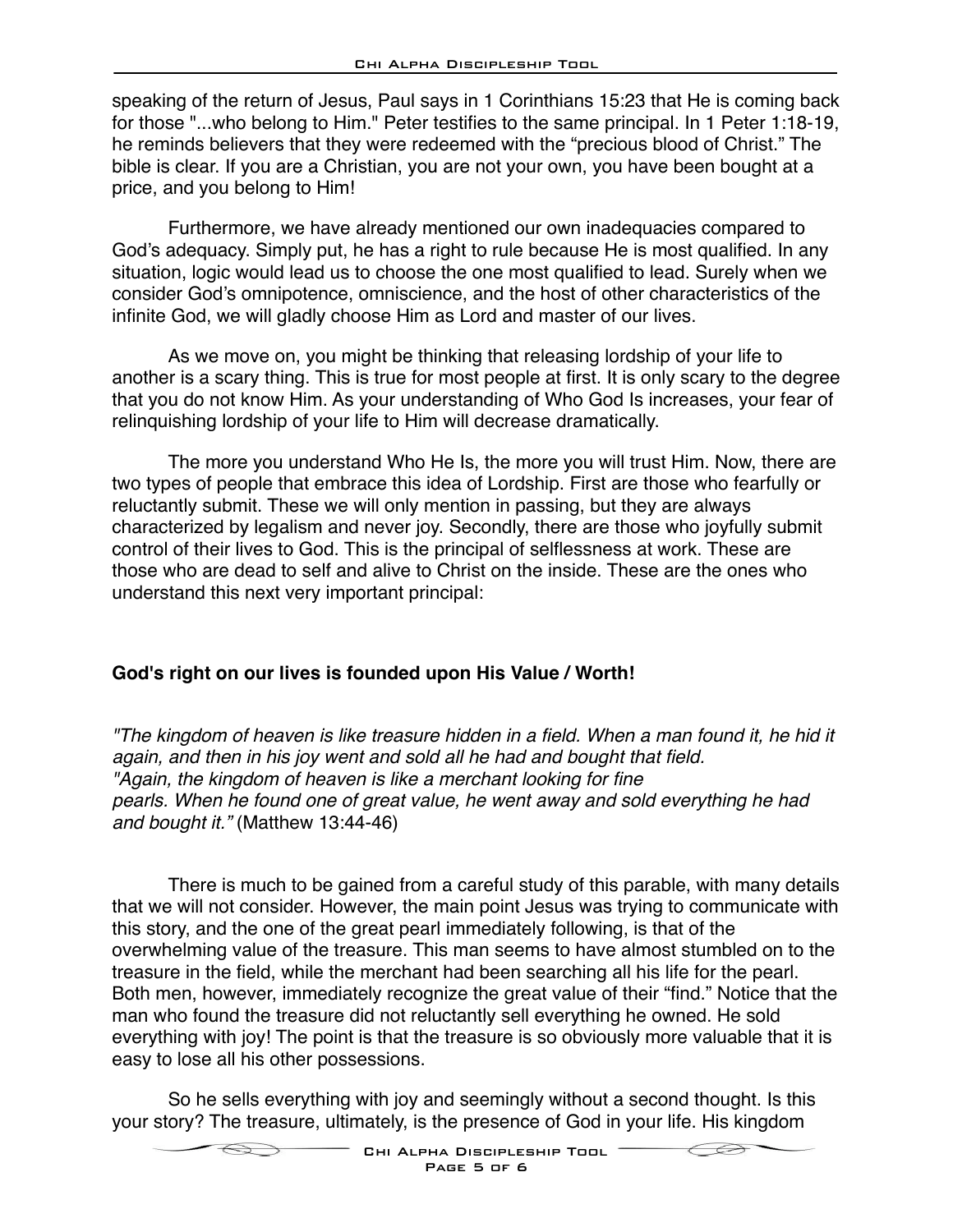speaking of the return of Jesus, Paul says in 1 Corinthians 15:23 that He is coming back for those "...who belong to Him." Peter testifies to the same principal. In 1 Peter 1:18-19, he reminds believers that they were redeemed with the “precious blood of Christ.” The bible is clear. If you are a Christian, you are not your own, you have been bought at a price, and you belong to Him!

Furthermore, we have already mentioned our own inadequacies compared to God’s adequacy. Simply put, he has a right to rule because He is most qualified. In any situation, logic would lead us to choose the one most qualified to lead. Surely when we consider God’s omnipotence, omniscience, and the host of other characteristics of the infinite God, we will gladly choose Him as Lord and master of our lives.

As we move on, you might be thinking that releasing lordship of your life to another is a scary thing. This is true for most people at first. It is only scary to the degree that you do not know Him. As your understanding of Who God Is increases, your fear of relinquishing lordship of your life to Him will decrease dramatically.

The more you understand Who He Is, the more you will trust Him. Now, there are two types of people that embrace this idea of Lordship. First are those who fearfully or reluctantly submit. These we will only mention in passing, but they are always characterized by legalism and never joy. Secondly, there are those who joyfully submit control of their lives to God. This is the principal of selflessness at work. These are those who are dead to self and alive to Christ on the inside. These are the ones who understand this next very important principal:

**God's right on our lives is founded upon His Value / Worth!**

*"The kingdom of heaven is like treasure hidden in a field. When a man found it, he hid it again, and then in his joy went and sold all he had and bought that field.*
*"Again, the kingdom of heaven is like a merchant looking for fine pearls. When he found one of great value, he went away and sold everything he had and bought it."* (Matthew 13:44-46)

There is much to be gained from a careful study of this parable, with many details that we will not consider. However, the main point Jesus was trying to communicate with this story, and the one of the great pearl immediately following, is that of the overwhelming value of the treasure. This man seems to have almost stumbled on to the treasure in the field, while the merchant had been searching all his life for the pearl. Both men, however, immediately recognize the great value of their “find.” Notice that the man who found the treasure did not reluctantly sell everything he owned. He sold everything with joy! The point is that the treasure is so obviously more valuable that it is easy to lose all his other possessions.

So he sells everything with joy and seemingly without a second thought. Is this your story? The treasure, ultimately, is the presence of God in your life. His kingdom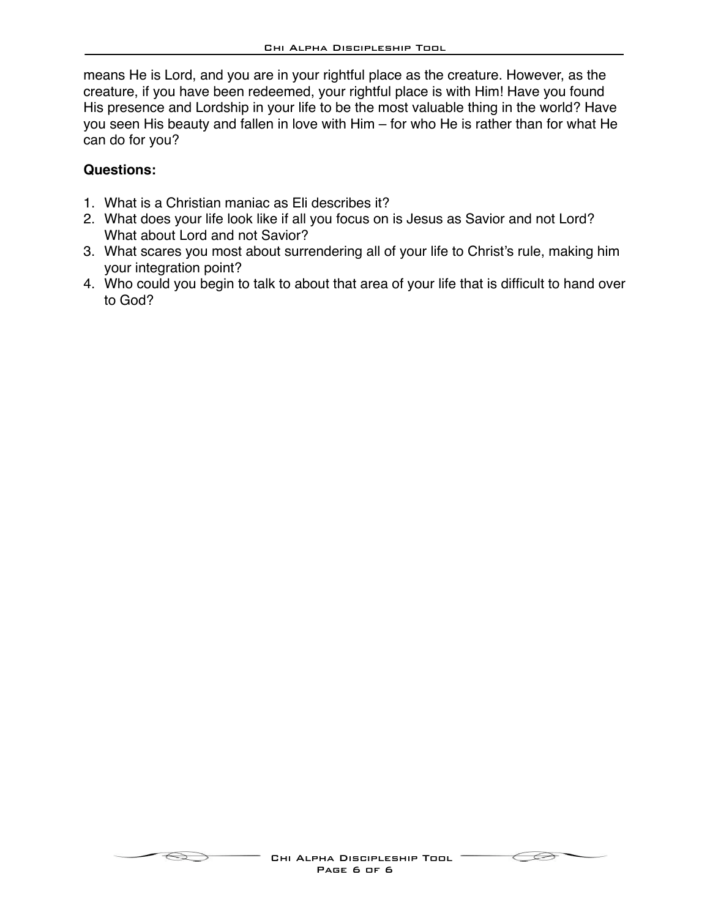means He is Lord, and you are in your rightful place as the creature. However, as the creature, if you have been redeemed, your rightful place is with Him! Have you found His presence and Lordship in your life to be the most valuable thing in the world? Have you seen His beauty and fallen in love with Him – for who He is rather than for what He can do for you?

**Questions:**

1. What is a Christian maniac as Eli describes it?
2. What does your life look like if all you focus on is Jesus as Savior and not Lord? What about Lord and not Savior?
3. What scares you most about surrendering all of your life to Christ's rule, making him your integration point?
4. Who could you begin to talk to about that area of your life that is difficult to hand over to God?